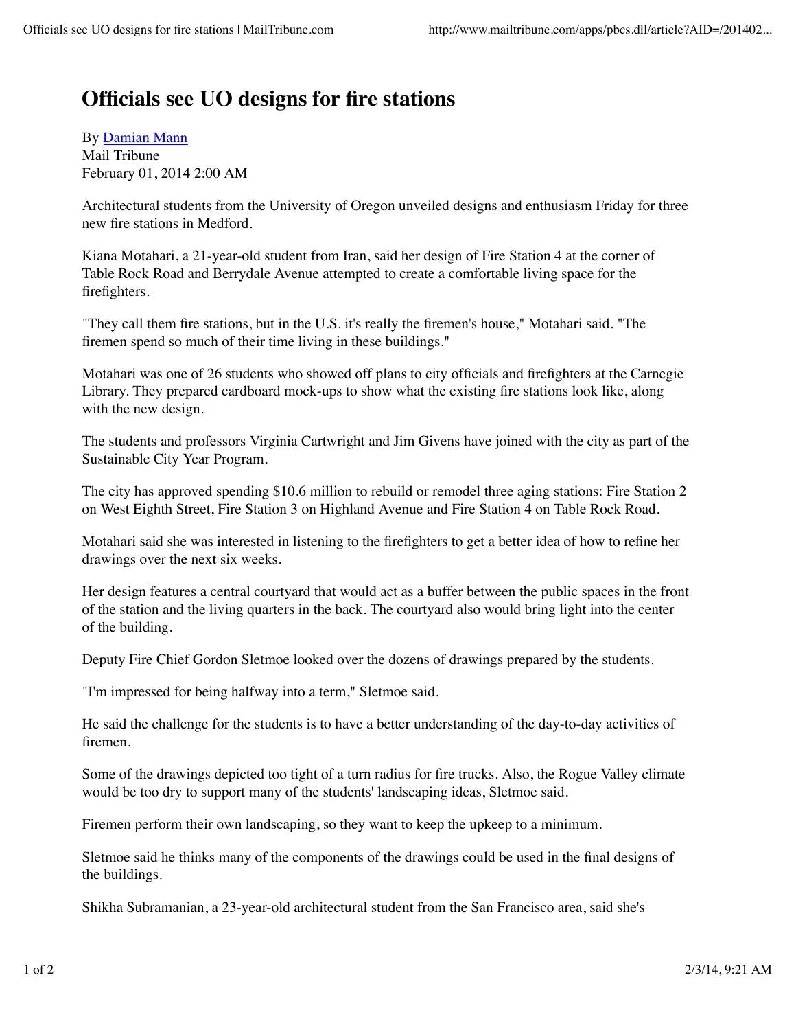# Officials see UO designs for fire stations

By Damian Mann
Mail Tribune
February 01, 2014 2:00 AM

Architectural students from the University of Oregon unveiled designs and enthusiasm Friday for three new fire stations in Medford.

Kiana Motahari, a 21-year-old student from Iran, said her design of Fire Station 4 at the corner of Table Rock Road and Berrydale Avenue attempted to create a comfortable living space for the firefighters.

"They call them fire stations, but in the U.S. it's really the firemen's house," Motahari said. "The firemen spend so much of their time living in these buildings."

Motahari was one of 26 students who showed off plans to city officials and firefighters at the Carnegie Library. They prepared cardboard mock-ups to show what the existing fire stations look like, along with the new design.

The students and professors Virginia Cartwright and Jim Givens have joined with the city as part of the Sustainable City Year Program.

The city has approved spending $10.6 million to rebuild or remodel three aging stations: Fire Station 2 on West Eighth Street, Fire Station 3 on Highland Avenue and Fire Station 4 on Table Rock Road.

Motahari said she was interested in listening to the firefighters to get a better idea of how to refine her drawings over the next six weeks.

Her design features a central courtyard that would act as a buffer between the public spaces in the front of the station and the living quarters in the back. The courtyard also would bring light into the center of the building.

Deputy Fire Chief Gordon Sletmoe looked over the dozens of drawings prepared by the students.

"I'm impressed for being halfway into a term," Sletmoe said.

He said the challenge for the students is to have a better understanding of the day-to-day activities of firemen.

Some of the drawings depicted too tight of a turn radius for fire trucks. Also, the Rogue Valley climate would be too dry to support many of the students' landscaping ideas, Sletmoe said.

Firemen perform their own landscaping, so they want to keep the upkeep to a minimum.

Sletmoe said he thinks many of the components of the drawings could be used in the final designs of the buildings.

Shikha Subramanian, a 23-year-old architectural student from the San Francisco area, said she's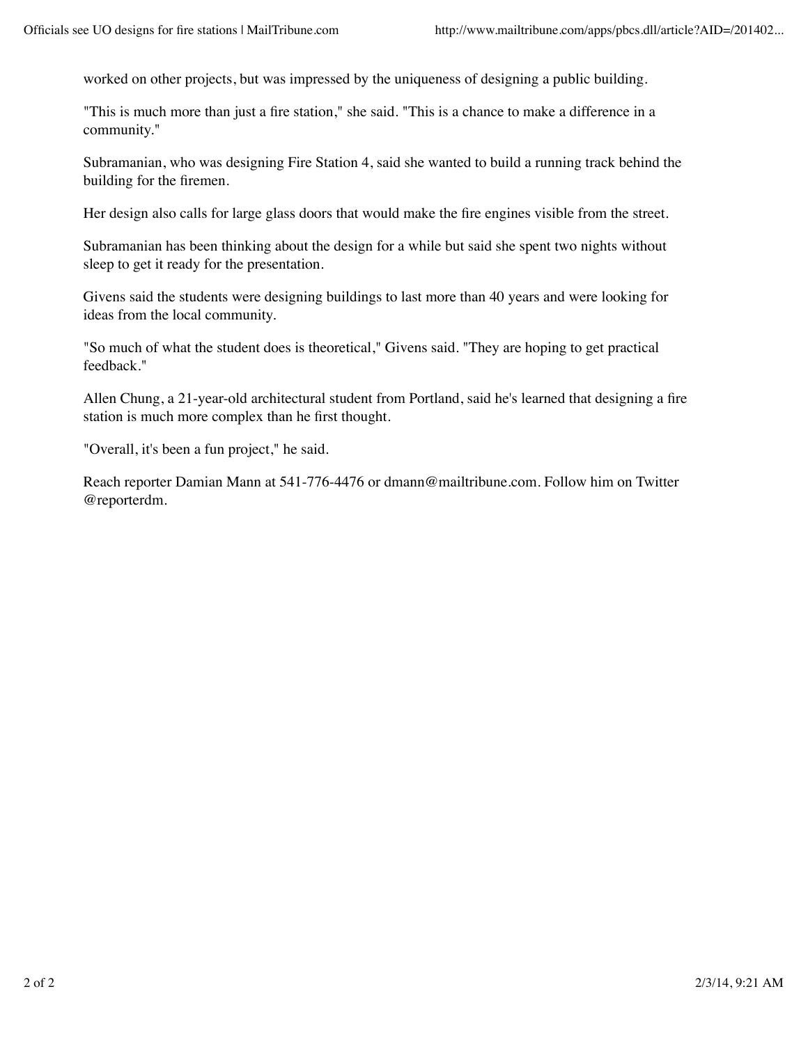worked on other projects, but was impressed by the uniqueness of designing a public building.

"This is much more than just a fire station," she said. "This is a chance to make a difference in a community."

Subramanian, who was designing Fire Station 4, said she wanted to build a running track behind the building for the firemen.

Her design also calls for large glass doors that would make the fire engines visible from the street.

Subramanian has been thinking about the design for a while but said she spent two nights without sleep to get it ready for the presentation.

Givens said the students were designing buildings to last more than 40 years and were looking for ideas from the local community.

"So much of what the student does is theoretical," Givens said. "They are hoping to get practical feedback."

Allen Chung, a 21-year-old architectural student from Portland, said he's learned that designing a fire station is much more complex than he first thought.

"Overall, it's been a fun project," he said.

Reach reporter Damian Mann at 541-776-4476 or dmann@mailtribune.com. Follow him on Twitter @reporterdm.